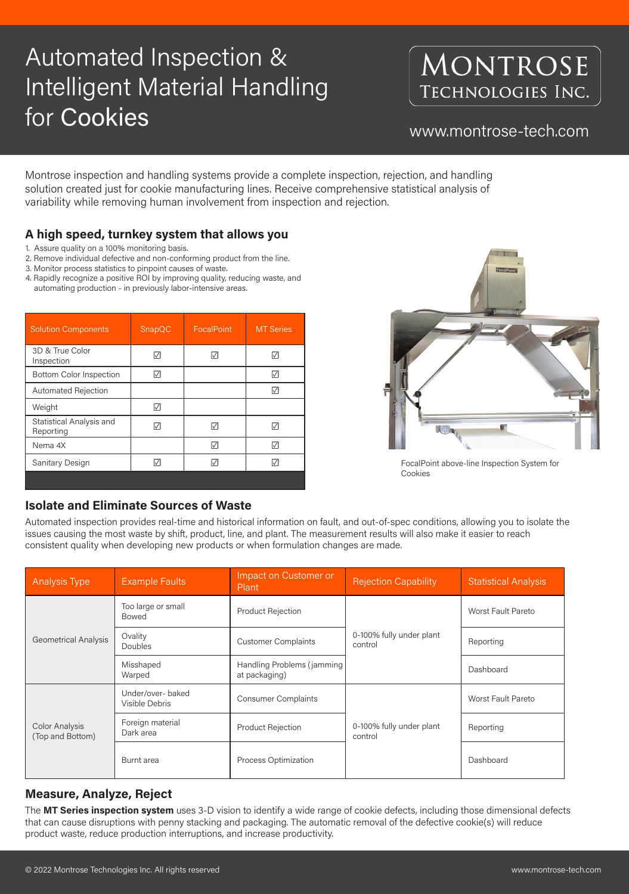# Automated Inspection & Intelligent Material Handling for Cookies

**MONTROSE TECHNOLOGIES INC.**

www.montrose-tech.com

Montrose inspection and handling systems provide a complete inspection, rejection, and handling solution created just for cookie manufacturing lines. Receive comprehensive statistical analysis of variability while removing human involvement from inspection and rejection.

## A high speed, turnkey system that allows you

1. Assure quality on a 100% monitoring basis.
2. Remove individual defective and non-conforming product from the line.
3. Monitor process statistics to pinpoint causes of waste.
4. Rapidly recognize a positive ROI by improving quality, reducing waste, and automating production - in previously labor-intensive areas.

| Solution Components | SnapQC | FocalPoint | MT Series |
|---|---|---|---|
| 3D & True Color Inspection | ☑ | ☑ | ☑ |
| Bottom Color Inspection | ☑ | | ☑ |
| Automated Rejection | | | ☑ |
| Weight | ☑ | | |
| Statistical Analysis and Reporting | ☑ | ☑ | ☑ |
| Nema 4X | | ☑ | ☑ |
| Sanitary Design | ☑ | ☑ | ☑ |

FocalPoint above-line Inspection System for Cookies

## Isolate and Eliminate Sources of Waste

Automated inspection provides real-time and historical information on fault, and out-of-spec conditions, allowing you to isolate the issues causing the most waste by shift, product, line, and plant. The measurement results will also make it easier to reach consistent quality when developing new products or when formulation changes are made.

| Analysis Type | Example Faults | Impact on Customer or Plant | Rejection Capability | Statistical Analysis |
|---|---|---|---|---|
| Geometrical Analysis | Too large or small<br>Bowed | Product Rejection | 0-100% fully under plant control | Worst Fault Pareto |
| | Ovality<br>Doubles | Customer Complaints | | Reporting |
| | Misshaped<br>Warped | Handling Problems (jamming at packaging) | | Dashboard |
| Color Analysis (Top and Bottom) | Under/over- baked<br>Visible Debris | Consumer Complaints | 0-100% fully under plant control | Worst Fault Pareto |
| | Foreign material<br>Dark area | Product Rejection | | Reporting |
| | Burnt area | Process Optimization | | Dashboard |

## Measure, Analyze, Reject

The **MT Series inspection system** uses 3-D vision to identify a wide range of cookie defects, including those dimensional defects that can cause disruptions with penny stacking and packaging. The automatic removal of the defective cookie(s) will reduce product waste, reduce production interruptions, and increase productivity.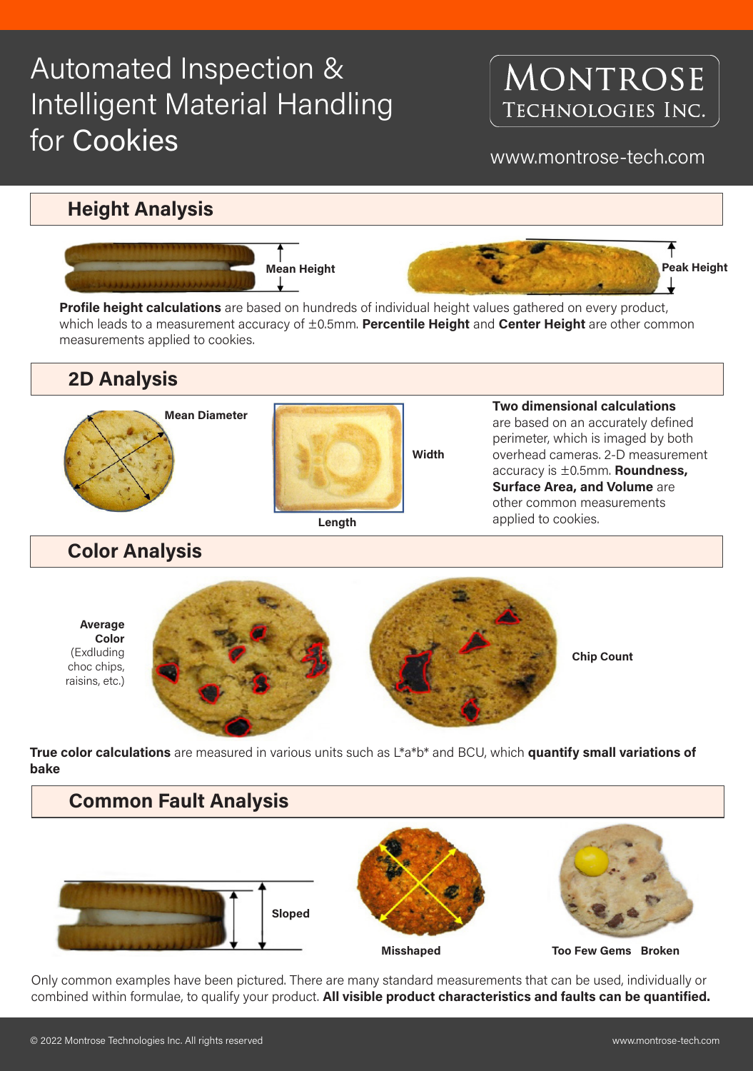# Automated Inspection & Intelligent Material Handling for Cookies

MONTROSE TECHNOLOGIES INC.

www.montrose-tech.com

## Height Analysis

Mean Height

Peak Height

**Profile height calculations** are based on hundreds of individual height values gathered on every product, which leads to a measurement accuracy of ±0.5mm. **Percentile Height** and **Center Height** are other common measurements applied to cookies.

## 2D Analysis

Mean Diameter

Width

Length

**Two dimensional calculations** are based on an accurately defined perimeter, which is imaged by both overhead cameras. 2-D measurement accuracy is ±0.5mm. **Roundness, Surface Area, and Volume** are other common measurements applied to cookies.

## Color Analysis

**Average Color** (Exdluding choc chips, raisins, etc.)

**Chip Count**

**True color calculations** are measured in various units such as L*a*b* and BCU, which **quantify small variations of bake**

## Common Fault Analysis

Sloped

Misshaped

Too Few Gems

Broken

Only common examples have been pictured. There are many standard measurements that can be used, individually or combined within formulae, to qualify your product. **All visible product characteristics and faults can be quantified.**

© 2022 Montrose Technologies Inc. All rights reserved